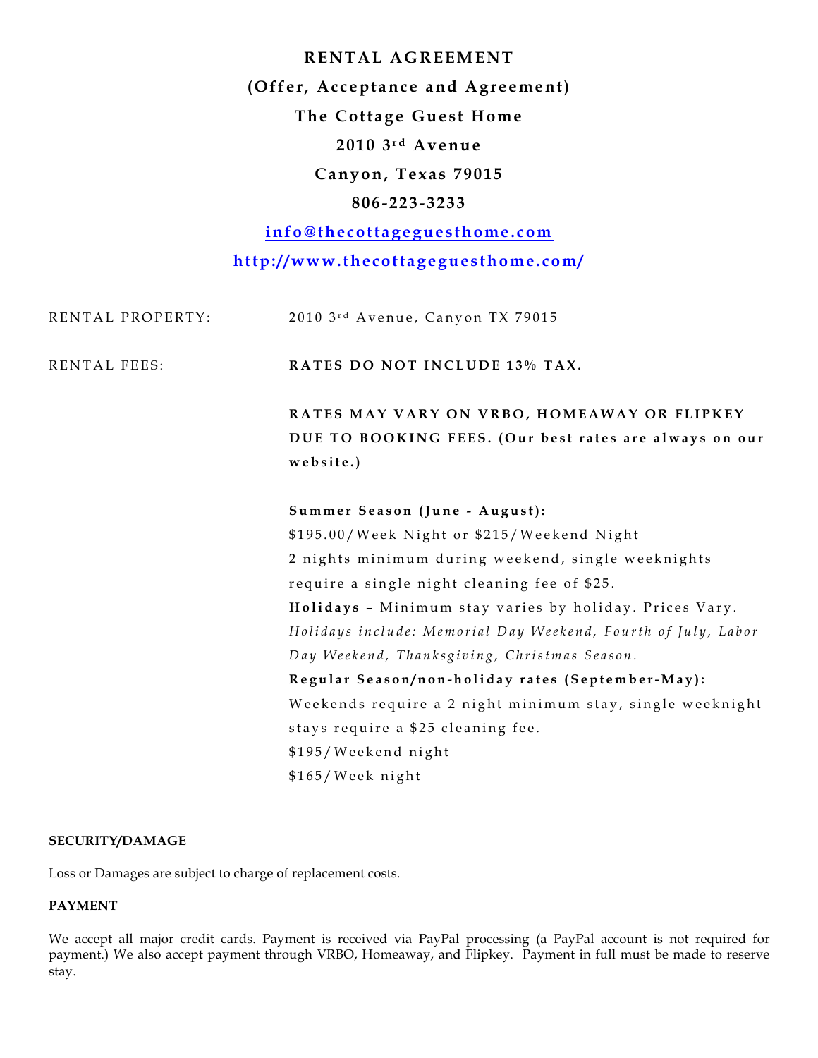# RENTAL AGREEMENT

## (Offer, Acceptance and Agreement)

## The Cottage Guest Home

**2010 3rd Avenue**

**Canyon, Texas 79015**

**806-223-3233**

**[info@thecottageguesthome.com](mailto:info@thecottageguesthome.com)**

**[http://www.thecottageguesthome.com/](http://www.thecottageguesthome.com/)**

RENTAL PROPERTY: 2010 3rd Avenue, Canyon TX 79015

RENTAL FEES: **RATES DO NOT INCLUDE 13% TAX.**

**RATES MAY VARY ON VRBO, HOMEAWAY OR FLIPKEY DUE TO BOOKING FEES. (Our best rates are always on our website.)**

**Summer Season (June - August):**
$195.00/Week Night or $215/Weekend Night
2 nights minimum during weekend, single weeknights require a single night cleaning fee of $25.
**Holidays** – Minimum stay varies by holiday. Prices Vary.
*Holidays include: Memorial Day Weekend, Fourth of July, Labor Day Weekend, Thanksgiving, Christmas Season.*
**Regular Season/non-holiday rates (September-May):**
Weekends require a 2 night minimum stay, single weeknight stays require a $25 cleaning fee.
$195/Weekend night
$165/Week night

### SECURITY/DAMAGE

Loss or Damages are subject to charge of replacement costs.

### PAYMENT

We accept all major credit cards. Payment is received via PayPal processing (a PayPal account is not required for payment.) We also accept payment through VRBO, Homeaway, and Flipkey. Payment in full must be made to reserve stay.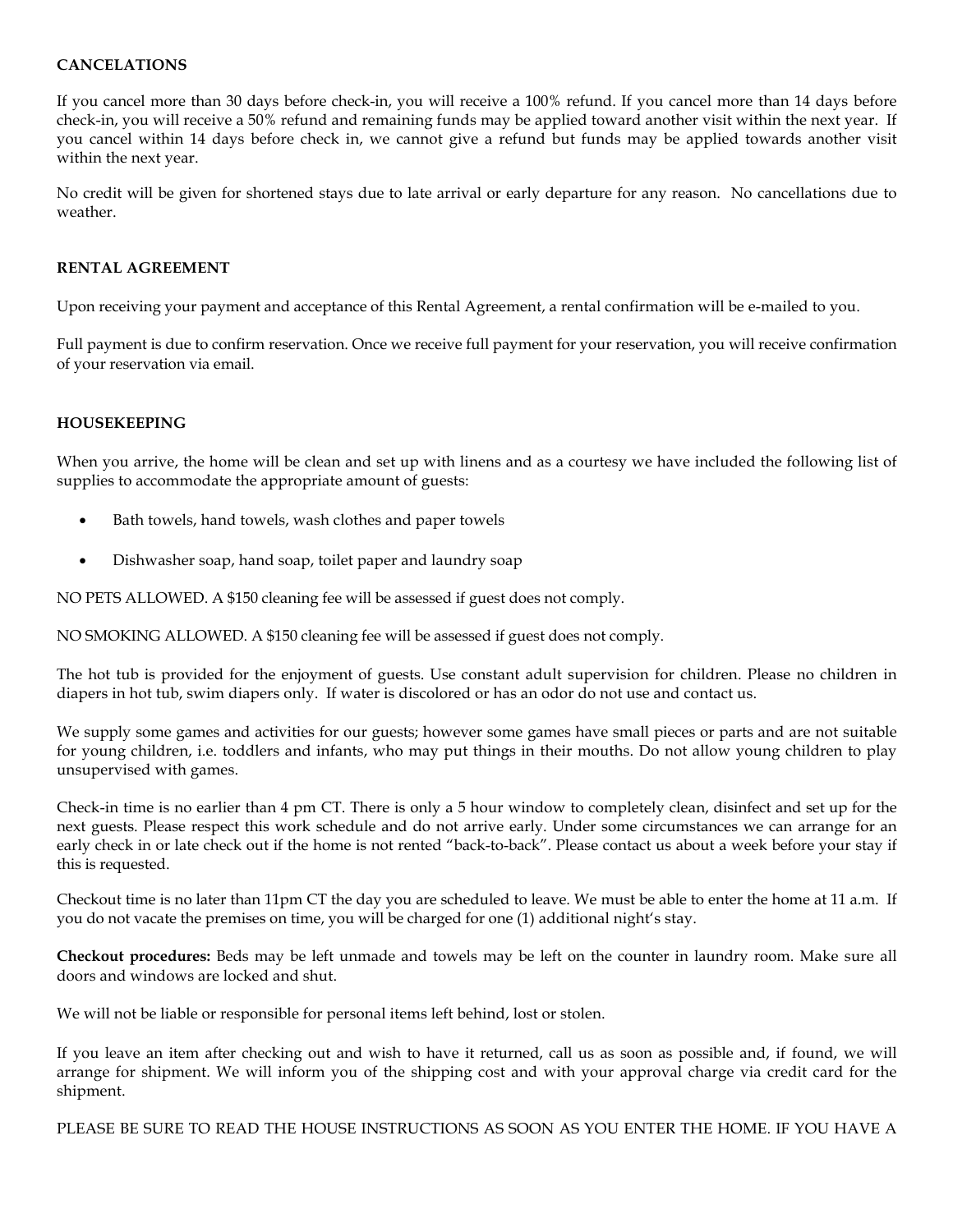**CANCELATIONS**

If you cancel more than 30 days before check-in, you will receive a 100% refund. If you cancel more than 14 days before check-in, you will receive a 50% refund and remaining funds may be applied toward another visit within the next year. If you cancel within 14 days before check in, we cannot give a refund but funds may be applied towards another visit within the next year.

No credit will be given for shortened stays due to late arrival or early departure for any reason. No cancellations due to weather.

**RENTAL AGREEMENT**

Upon receiving your payment and acceptance of this Rental Agreement, a rental confirmation will be e-mailed to you.

Full payment is due to confirm reservation. Once we receive full payment for your reservation, you will receive confirmation of your reservation via email.

**HOUSEKEEPING**

When you arrive, the home will be clean and set up with linens and as a courtesy we have included the following list of supplies to accommodate the appropriate amount of guests:

- Bath towels, hand towels, wash clothes and paper towels
- Dishwasher soap, hand soap, toilet paper and laundry soap

NO PETS ALLOWED. A $150 cleaning fee will be assessed if guest does not comply.

NO SMOKING ALLOWED. A $150 cleaning fee will be assessed if guest does not comply.

The hot tub is provided for the enjoyment of guests. Use constant adult supervision for children. Please no children in diapers in hot tub, swim diapers only. If water is discolored or has an odor do not use and contact us.

We supply some games and activities for our guests; however some games have small pieces or parts and are not suitable for young children, i.e. toddlers and infants, who may put things in their mouths. Do not allow young children to play unsupervised with games.

Check-in time is no earlier than 4 pm CT. There is only a 5 hour window to completely clean, disinfect and set up for the next guests. Please respect this work schedule and do not arrive early. Under some circumstances we can arrange for an early check in or late check out if the home is not rented "back-to-back". Please contact us about a week before your stay if this is requested.

Checkout time is no later than 11pm CT the day you are scheduled to leave. We must be able to enter the home at 11 a.m. If you do not vacate the premises on time, you will be charged for one (1) additional night's stay.

**Checkout procedures:** Beds may be left unmade and towels may be left on the counter in laundry room. Make sure all doors and windows are locked and shut.

We will not be liable or responsible for personal items left behind, lost or stolen.

If you leave an item after checking out and wish to have it returned, call us as soon as possible and, if found, we will arrange for shipment. We will inform you of the shipping cost and with your approval charge via credit card for the shipment.

PLEASE BE SURE TO READ THE HOUSE INSTRUCTIONS AS SOON AS YOU ENTER THE HOME. IF YOU HAVE A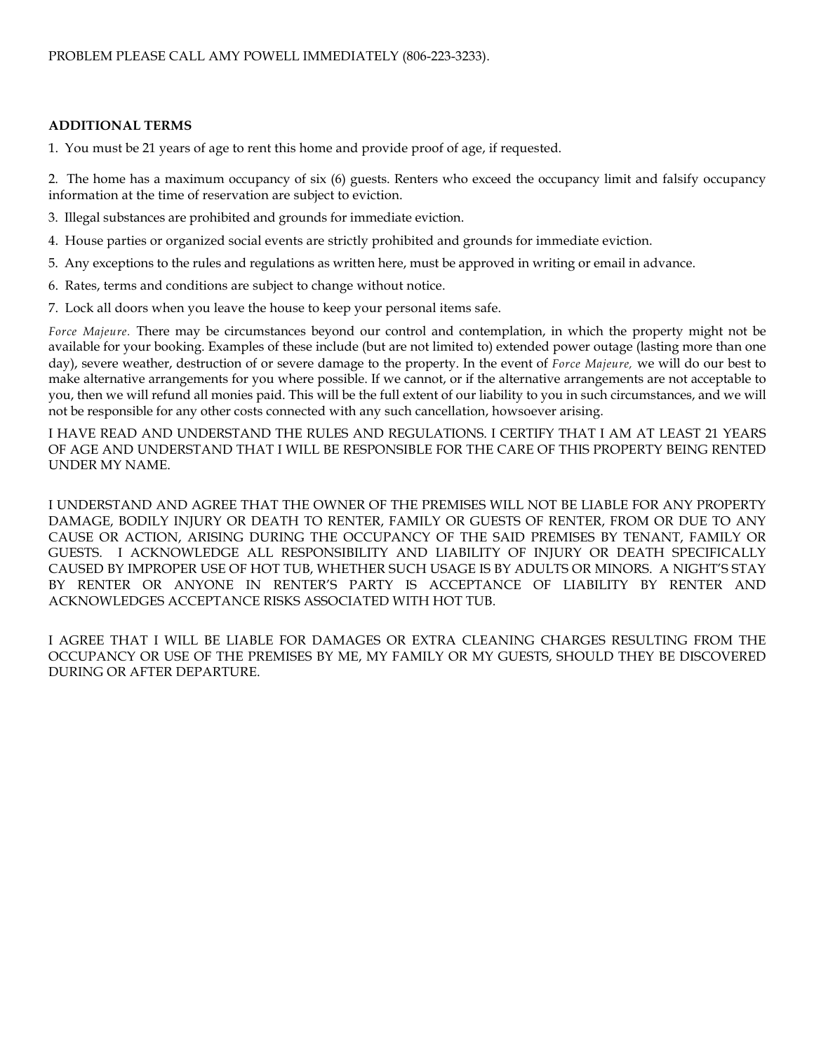PROBLEM PLEASE CALL AMY POWELL IMMEDIATELY (806-223-3233).

**ADDITIONAL TERMS**

1. You must be 21 years of age to rent this home and provide proof of age, if requested.
2. The home has a maximum occupancy of six (6) guests. Renters who exceed the occupancy limit and falsify occupancy information at the time of reservation are subject to eviction.
3. Illegal substances are prohibited and grounds for immediate eviction.
4. House parties or organized social events are strictly prohibited and grounds for immediate eviction.
5. Any exceptions to the rules and regulations as written here, must be approved in writing or email in advance.
6. Rates, terms and conditions are subject to change without notice.
7. Lock all doors when you leave the house to keep your personal items safe.

*Force Majeure.* There may be circumstances beyond our control and contemplation, in which the property might not be available for your booking. Examples of these include (but are not limited to) extended power outage (lasting more than one day), severe weather, destruction of or severe damage to the property. In the event of *Force Majeure,* we will do our best to make alternative arrangements for you where possible. If we cannot, or if the alternative arrangements are not acceptable to you, then we will refund all monies paid. This will be the full extent of our liability to you in such circumstances, and we will not be responsible for any other costs connected with any such cancellation, howsoever arising.

I HAVE READ AND UNDERSTAND THE RULES AND REGULATIONS. I CERTIFY THAT I AM AT LEAST 21 YEARS OF AGE AND UNDERSTAND THAT I WILL BE RESPONSIBLE FOR THE CARE OF THIS PROPERTY BEING RENTED UNDER MY NAME.

I UNDERSTAND AND AGREE THAT THE OWNER OF THE PREMISES WILL NOT BE LIABLE FOR ANY PROPERTY DAMAGE, BODILY INJURY OR DEATH TO RENTER, FAMILY OR GUESTS OF RENTER, FROM OR DUE TO ANY CAUSE OR ACTION, ARISING DURING THE OCCUPANCY OF THE SAID PREMISES BY TENANT, FAMILY OR GUESTS. I ACKNOWLEDGE ALL RESPONSIBILITY AND LIABILITY OF INJURY OR DEATH SPECIFICALLY CAUSED BY IMPROPER USE OF HOT TUB, WHETHER SUCH USAGE IS BY ADULTS OR MINORS. A NIGHT'S STAY BY RENTER OR ANYONE IN RENTER'S PARTY IS ACCEPTANCE OF LIABILITY BY RENTER AND ACKNOWLEDGES ACCEPTANCE RISKS ASSOCIATED WITH HOT TUB.

I AGREE THAT I WILL BE LIABLE FOR DAMAGES OR EXTRA CLEANING CHARGES RESULTING FROM THE OCCUPANCY OR USE OF THE PREMISES BY ME, MY FAMILY OR MY GUESTS, SHOULD THEY BE DISCOVERED DURING OR AFTER DEPARTURE.